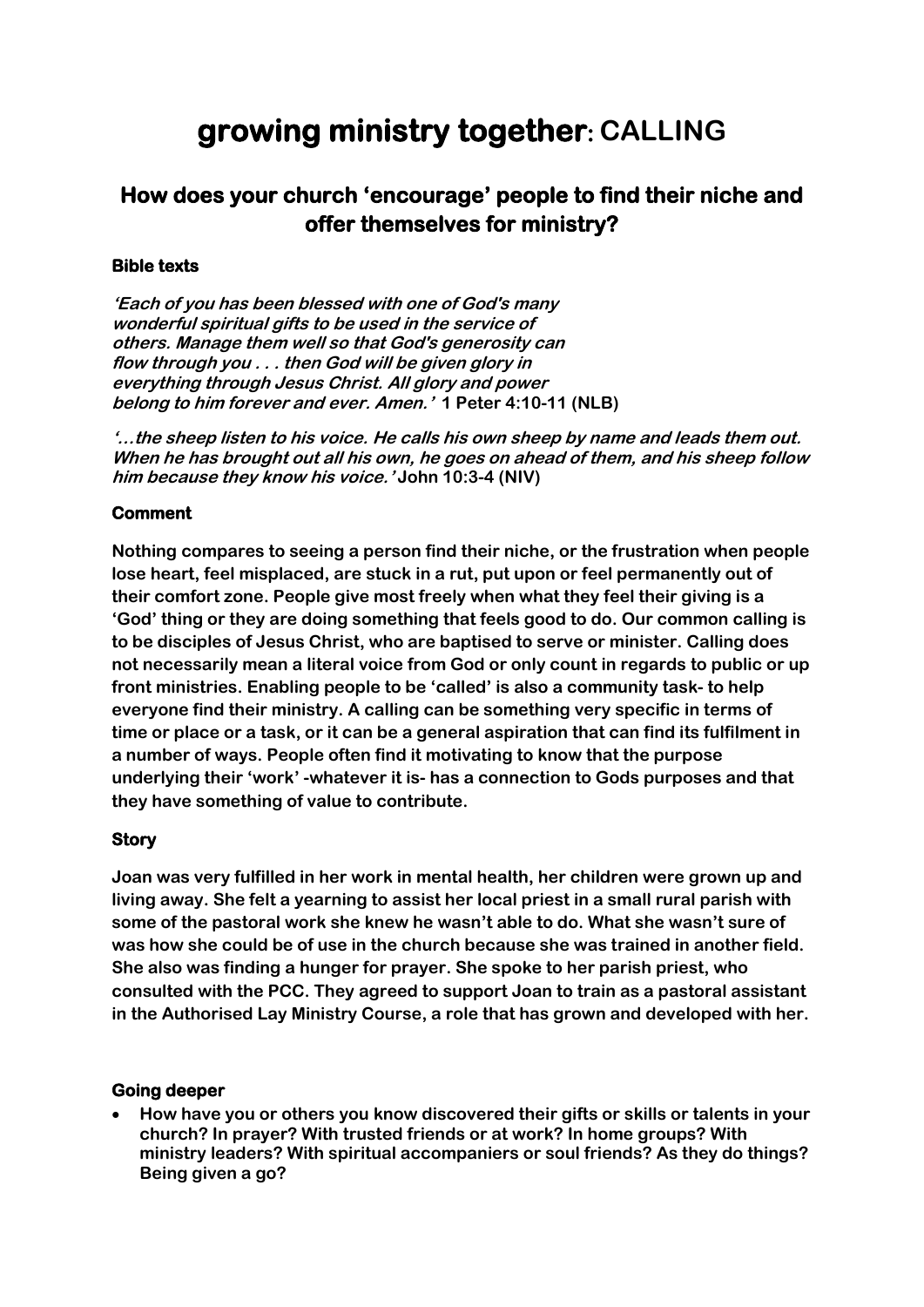# growing ministry together: CALLING

## How does your church 'encourage' people to find their niche and offer themselves for ministry?

**Bible texts**

***'Each of you has been blessed with one of God's many wonderful spiritual gifts to be used in the service of others. Manage them well so that God's generosity can flow through you . . . then God will be given glory in everything through Jesus Christ. All glory and power belong to him forever and ever. Amen.'*** **1 Peter 4:10-11 (NLB)**

***'…the sheep listen to his voice. He calls his own sheep by name and leads them out. When he has brought out all his own, he goes on ahead of them, and his sheep follow him because they know his voice.'*** **John 10:3-4 (NIV)**

**Comment**

**Nothing compares to seeing a person find their niche, or the frustration when people lose heart, feel misplaced, are stuck in a rut, put upon or feel permanently out of their comfort zone. People give most freely when what they feel their giving is a 'God' thing or they are doing something that feels good to do. Our common calling is to be disciples of Jesus Christ, who are baptised to serve or minister. Calling does not necessarily mean a literal voice from God or only count in regards to public or up front ministries. Enabling people to be 'called' is also a community task- to help everyone find their ministry. A calling can be something very specific in terms of time or place or a task, or it can be a general aspiration that can find its fulfilment in a number of ways. People often find it motivating to know that the purpose underlying their 'work' -whatever it is- has a connection to Gods purposes and that they have something of value to contribute.**

**Story**

**Joan was very fulfilled in her work in mental health, her children were grown up and living away. She felt a yearning to assist her local priest in a small rural parish with some of the pastoral work she knew he wasn't able to do. What she wasn't sure of was how she could be of use in the church because she was trained in another field. She also was finding a hunger for prayer. She spoke to her parish priest, who consulted with the PCC. They agreed to support Joan to train as a pastoral assistant in the Authorised Lay Ministry Course, a role that has grown and developed with her.**

**Going deeper**

- **How have you or others you know discovered their gifts or skills or talents in your church? In prayer? With trusted friends or at work? In home groups? With ministry leaders? With spiritual accompaniers or soul friends? As they do things? Being given a go?**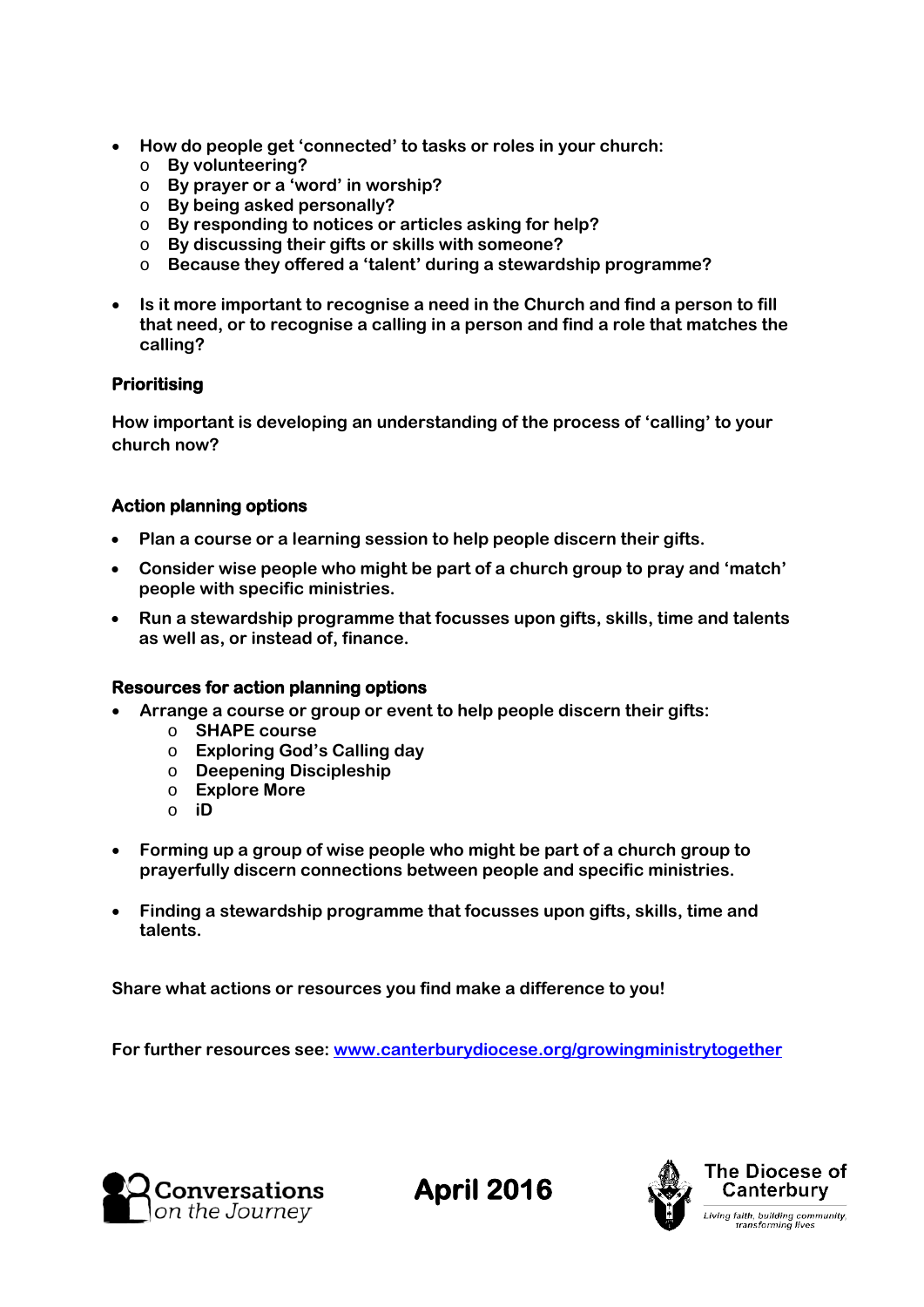- How do people get 'connected' to tasks or roles in your church:
  - By volunteering?
  - By prayer or a 'word' in worship?
  - By being asked personally?
  - By responding to notices or articles asking for help?
  - By discussing their gifts or skills with someone?
  - Because they offered a 'talent' during a stewardship programme?

- Is it more important to recognise a need in the Church and find a person to fill that need, or to recognise a calling in a person and find a role that matches the calling?

**Prioritising**

How important is developing an understanding of the process of 'calling' to your church now?

**Action planning options**

- Plan a course or a learning session to help people discern their gifts.
- Consider wise people who might be part of a church group to pray and 'match' people with specific ministries.
- Run a stewardship programme that focusses upon gifts, skills, time and talents as well as, or instead of, finance.

**Resources for action planning options**

- Arrange a course or group or event to help people discern their gifts:
  - SHAPE course
  - Exploring God's Calling day
  - Deepening Discipleship
  - Explore More
  - iD

- Forming up a group of wise people who might be part of a church group to prayerfully discern connections between people and specific ministries.

- Finding a stewardship programme that focusses upon gifts, skills, time and talents.

Share what actions or resources you find make a difference to you!

For further resources see: [www.canterburydiocese.org/growingministrytogether](http://www.canterburydiocese.org/growingministrytogether)

Conversations on the Journey

**April 2016**

The Diocese of Canterbury

*Living faith, building community, transforming lives*